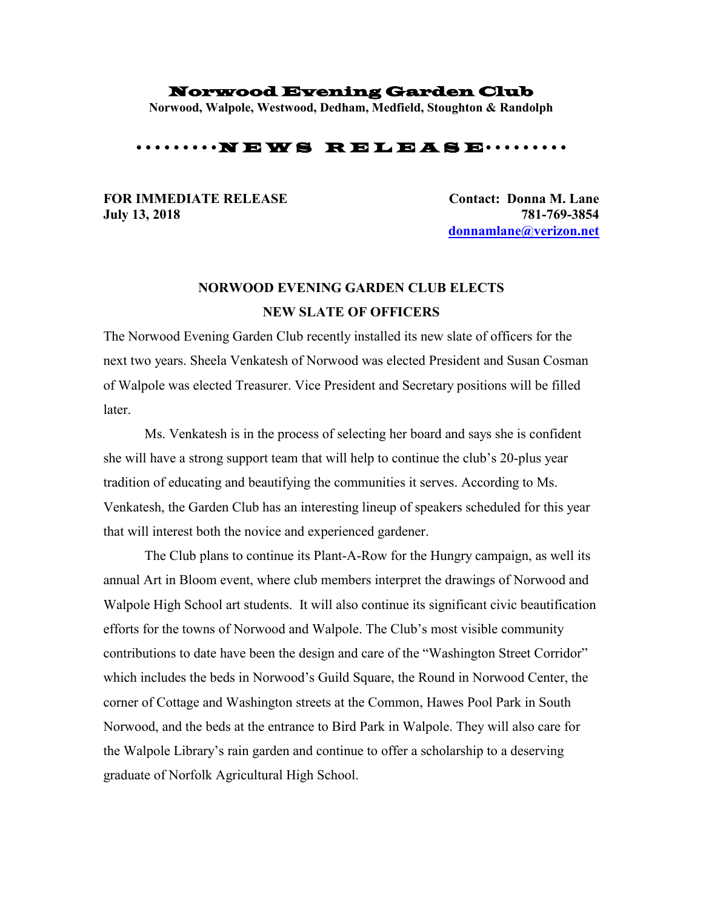# Norwood Evening Garden Club

**Norwood, Walpole, Westwood, Dedham, Medfield, Stoughton & Randolph**

•••••••••NEWS RELEASE•••••••••

**FOR IMMEDIATE RELEASE**
**July 13, 2018**

**Contact: Donna M. Lane**
**781-769-3854**
**donnamlane@verizon.net**

## NORWOOD EVENING GARDEN CLUB ELECTS NEW SLATE OF OFFICERS

The Norwood Evening Garden Club recently installed its new slate of officers for the next two years. Sheela Venkatesh of Norwood was elected President and Susan Cosman of Walpole was elected Treasurer. Vice President and Secretary positions will be filled later.

Ms. Venkatesh is in the process of selecting her board and says she is confident she will have a strong support team that will help to continue the club's 20-plus year tradition of educating and beautifying the communities it serves. According to Ms. Venkatesh, the Garden Club has an interesting lineup of speakers scheduled for this year that will interest both the novice and experienced gardener.

The Club plans to continue its Plant-A-Row for the Hungry campaign, as well its annual Art in Bloom event, where club members interpret the drawings of Norwood and Walpole High School art students. It will also continue its significant civic beautification efforts for the towns of Norwood and Walpole. The Club's most visible community contributions to date have been the design and care of the "Washington Street Corridor" which includes the beds in Norwood's Guild Square, the Round in Norwood Center, the corner of Cottage and Washington streets at the Common, Hawes Pool Park in South Norwood, and the beds at the entrance to Bird Park in Walpole. They will also care for the Walpole Library's rain garden and continue to offer a scholarship to a deserving graduate of Norfolk Agricultural High School.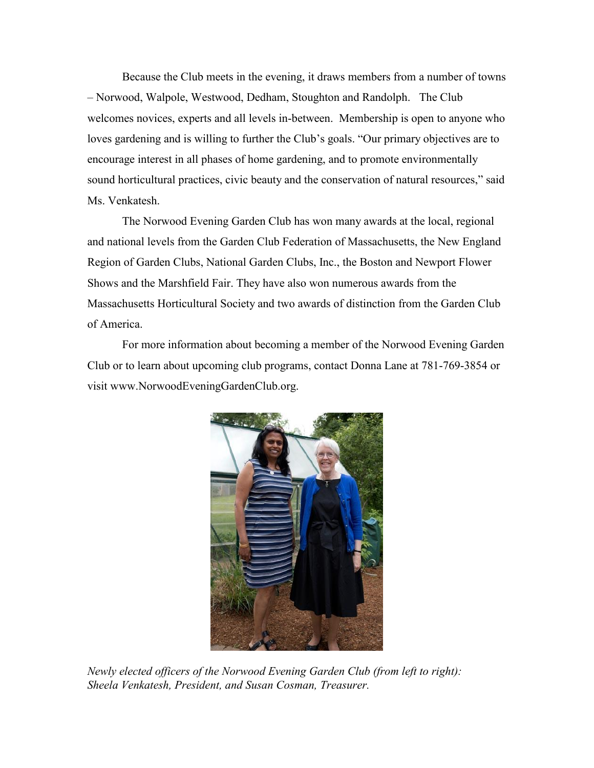Because the Club meets in the evening, it draws members from a number of towns – Norwood, Walpole, Westwood, Dedham, Stoughton and Randolph. The Club welcomes novices, experts and all levels in-between. Membership is open to anyone who loves gardening and is willing to further the Club's goals. "Our primary objectives are to encourage interest in all phases of home gardening, and to promote environmentally sound horticultural practices, civic beauty and the conservation of natural resources," said Ms. Venkatesh.

The Norwood Evening Garden Club has won many awards at the local, regional and national levels from the Garden Club Federation of Massachusetts, the New England Region of Garden Clubs, National Garden Clubs, Inc., the Boston and Newport Flower Shows and the Marshfield Fair. They have also won numerous awards from the Massachusetts Horticultural Society and two awards of distinction from the Garden Club of America.

For more information about becoming a member of the Norwood Evening Garden Club or to learn about upcoming club programs, contact Donna Lane at 781-769-3854 or visit www.NorwoodEveningGardenClub.org.

*Newly elected officers of the Norwood Evening Garden Club (from left to right): Sheela Venkatesh, President, and Susan Cosman, Treasurer.*